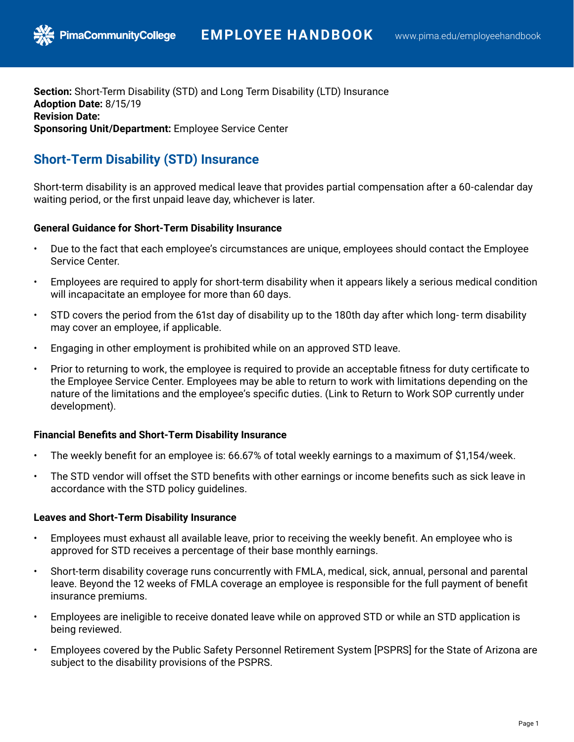**Section:** Short-Term Disability (STD) and Long Term Disability (LTD) Insurance
**Adoption Date:** 8/15/19
**Revision Date:**
**Sponsoring Unit/Department:** Employee Service Center

## Short-Term Disability (STD) Insurance

Short-term disability is an approved medical leave that provides partial compensation after a 60-calendar day waiting period, or the first unpaid leave day, whichever is later.

### General Guidance for Short-Term Disability Insurance

- Due to the fact that each employee's circumstances are unique, employees should contact the Employee Service Center.
- Employees are required to apply for short-term disability when it appears likely a serious medical condition will incapacitate an employee for more than 60 days.
- STD covers the period from the 61st day of disability up to the 180th day after which long- term disability may cover an employee, if applicable.
- Engaging in other employment is prohibited while on an approved STD leave.
- Prior to returning to work, the employee is required to provide an acceptable fitness for duty certificate to the Employee Service Center. Employees may be able to return to work with limitations depending on the nature of the limitations and the employee's specific duties. (Link to Return to Work SOP currently under development).

### Financial Benefits and Short-Term Disability Insurance

- The weekly benefit for an employee is: 66.67% of total weekly earnings to a maximum of $1,154/week.
- The STD vendor will offset the STD benefits with other earnings or income benefits such as sick leave in accordance with the STD policy guidelines.

### Leaves and Short-Term Disability Insurance

- Employees must exhaust all available leave, prior to receiving the weekly benefit. An employee who is approved for STD receives a percentage of their base monthly earnings.
- Short-term disability coverage runs concurrently with FMLA, medical, sick, annual, personal and parental leave. Beyond the 12 weeks of FMLA coverage an employee is responsible for the full payment of benefit insurance premiums.
- Employees are ineligible to receive donated leave while on approved STD or while an STD application is being reviewed.
- Employees covered by the Public Safety Personnel Retirement System [PSPRS] for the State of Arizona are subject to the disability provisions of the PSPRS.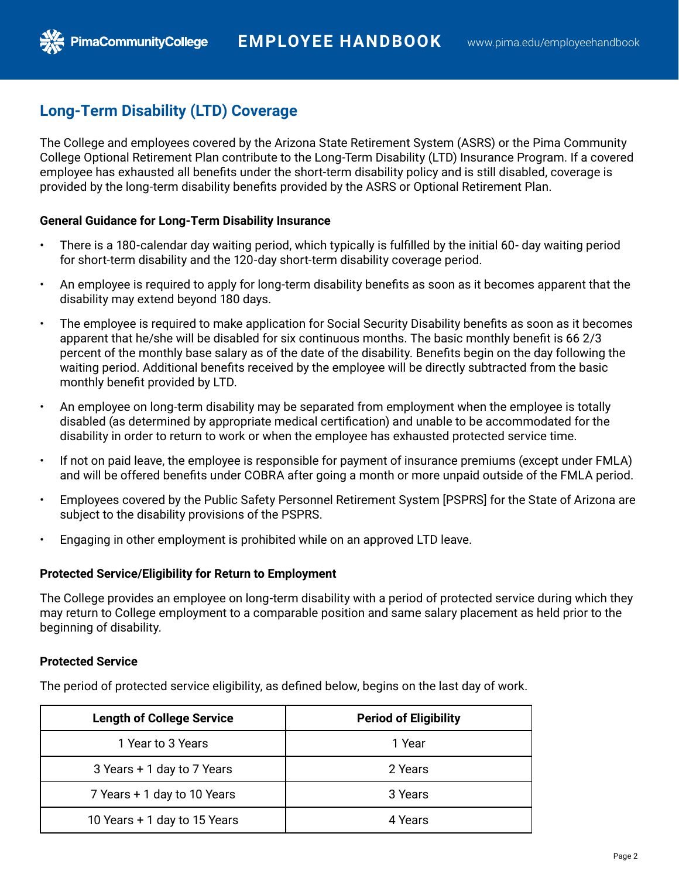## Long-Term Disability (LTD) Coverage

The College and employees covered by the Arizona State Retirement System (ASRS) or the Pima Community College Optional Retirement Plan contribute to the Long-Term Disability (LTD) Insurance Program. If a covered employee has exhausted all benefits under the short-term disability policy and is still disabled, coverage is provided by the long-term disability benefits provided by the ASRS or Optional Retirement Plan.

### General Guidance for Long-Term Disability Insurance

- There is a 180-calendar day waiting period, which typically is fulfilled by the initial 60- day waiting period for short-term disability and the 120-day short-term disability coverage period.
- An employee is required to apply for long-term disability benefits as soon as it becomes apparent that the disability may extend beyond 180 days.
- The employee is required to make application for Social Security Disability benefits as soon as it becomes apparent that he/she will be disabled for six continuous months. The basic monthly benefit is 66 2/3 percent of the monthly base salary as of the date of the disability. Benefits begin on the day following the waiting period. Additional benefits received by the employee will be directly subtracted from the basic monthly benefit provided by LTD.
- An employee on long-term disability may be separated from employment when the employee is totally disabled (as determined by appropriate medical certification) and unable to be accommodated for the disability in order to return to work or when the employee has exhausted protected service time.
- If not on paid leave, the employee is responsible for payment of insurance premiums (except under FMLA) and will be offered benefits under COBRA after going a month or more unpaid outside of the FMLA period.
- Employees covered by the Public Safety Personnel Retirement System [PSPRS] for the State of Arizona are subject to the disability provisions of the PSPRS.
- Engaging in other employment is prohibited while on an approved LTD leave.

### Protected Service/Eligibility for Return to Employment

The College provides an employee on long-term disability with a period of protected service during which they may return to College employment to a comparable position and same salary placement as held prior to the beginning of disability.

### Protected Service

The period of protected service eligibility, as defined below, begins on the last day of work.

| Length of College Service | Period of Eligibility |
|---|---|
| 1 Year to 3 Years | 1 Year |
| 3 Years + 1 day to 7 Years | 2 Years |
| 7 Years + 1 day to 10 Years | 3 Years |
| 10 Years + 1 day to 15 Years | 4 Years |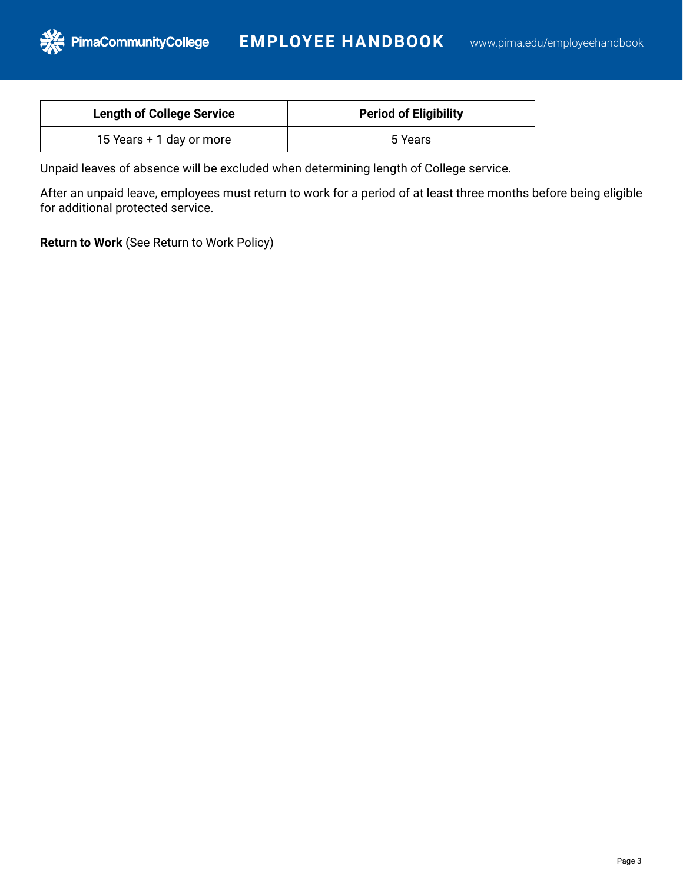| Length of College Service | Period of Eligibility |
|---|---|
| 15 Years + 1 day or more | 5 Years |

Unpaid leaves of absence will be excluded when determining length of College service.

After an unpaid leave, employees must return to work for a period of at least three months before being eligible for additional protected service.

**Return to Work** (See Return to Work Policy)